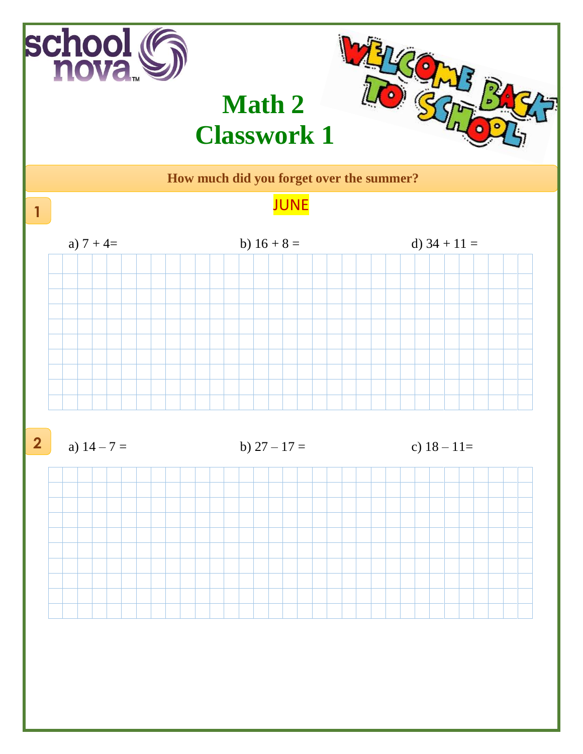# Math 2
# Classwork 1

**How much did you forget over the summer?**

JUNE

**1**

a) 7 + 4=

b) 16 + 8 =

d) 34 + 11 =

**2**

a) 14 – 7 =

b) 27 – 17 =

c) 18 – 11=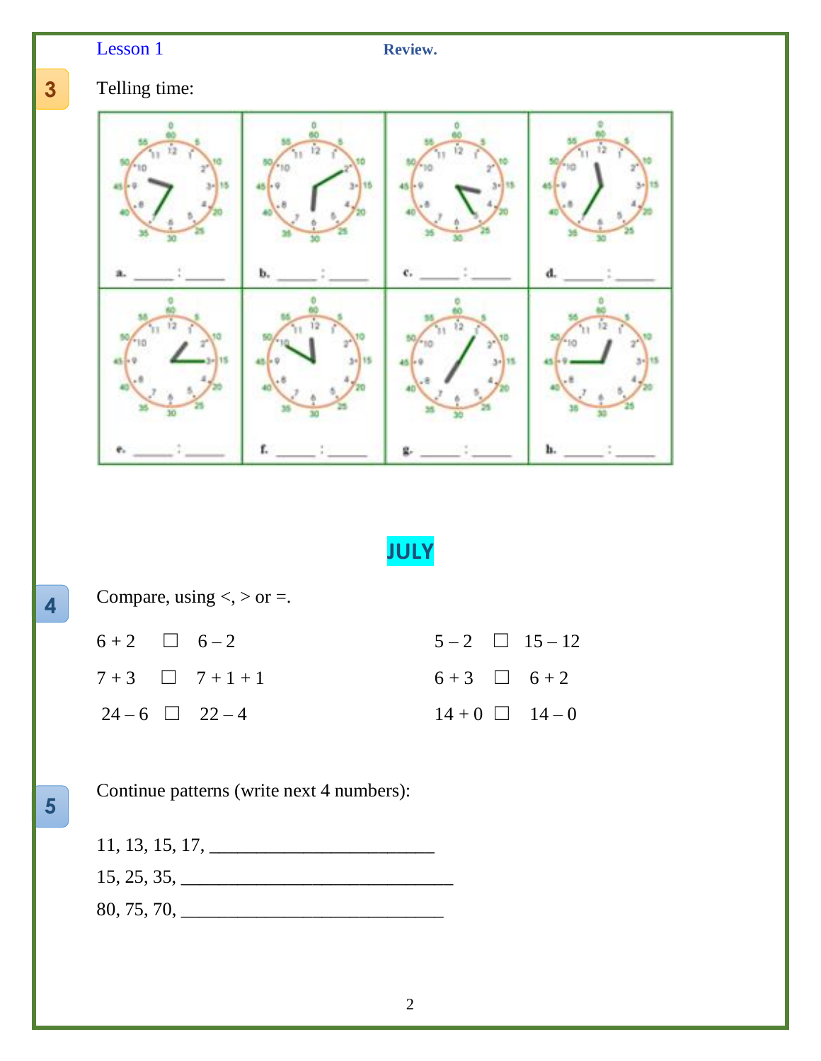Lesson 1 **Review.**

**3** Telling time:

| a. ______ : ______ | b. ______ : ______ | c. ______ : ______ | d. ______ : ______ |
|---|---|---|---|
| e. ______ : ______ | f. ______ : ______ | g. ______ : ______ | h. ______ : ______ |

**JULY**

**4** Compare, using <, > or =.

6 + 2 ☐ 6 – 2 5 – 2 ☐ 15 – 12

7 + 3 ☐ 7 + 1 + 1 6 + 3 ☐ 6 + 2

24 – 6 ☐ 22 – 4 14 + 0 ☐ 14 – 0

**5** Continue patterns (write next 4 numbers):

11, 13, 15, 17, ________________________

15, 25, 35, ______________________________

80, 75, 70, _____________________________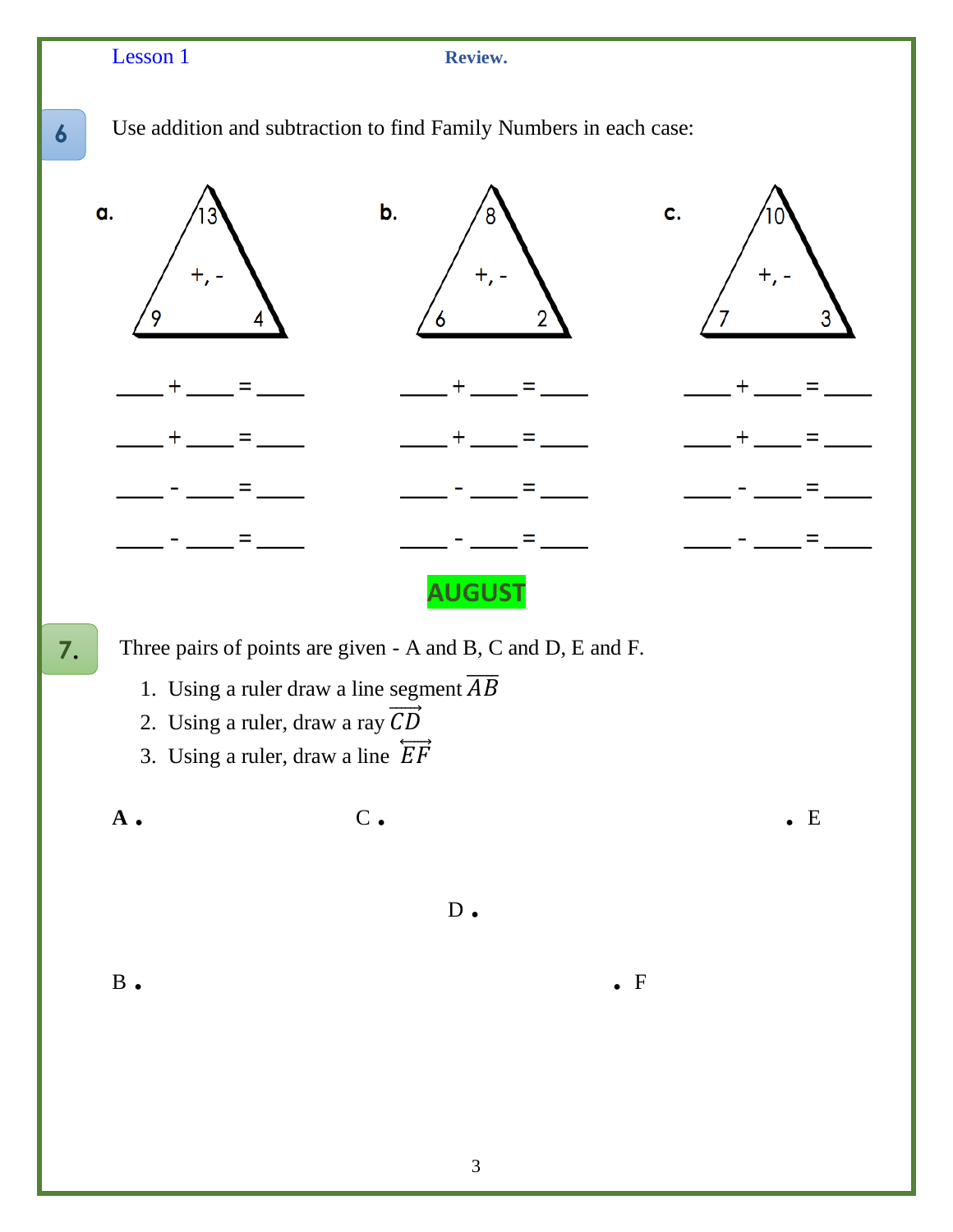Lesson 1 **Review.**

**6** Use addition and subtraction to find Family Numbers in each case:

**a.** 13, +, -, 9, 4

**b.** 8, +, -, 6, 2

**c.** 10, +, -, 7, 3

____ + ____ = ____

____ + ____ = ____

____ - ____ = ____

____ - ____ = ____

____ + ____ = ____

____ + ____ = ____

____ - ____ = ____

____ - ____ = ____

____ + ____ = ____

____ + ____ = ____

____ - ____ = ____

____ - ____ = ____

**AUGUST**

**7.** Three pairs of points are given - A and B, C and D, E and F.

1. Using a ruler draw a line segment $\overline{AB}$
2. Using a ruler, draw a ray $\overrightarrow{CD}$
3. Using a ruler, draw a line $\overleftrightarrow{EF}$

**A** •  C •  • E

D •

B •  • F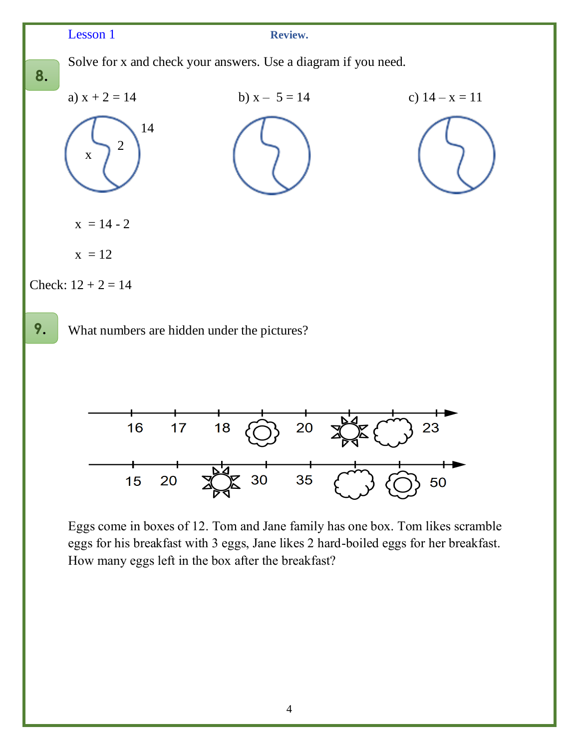Lesson 1 **Review.**

**8.** Solve for x and check your answers. Use a diagram if you need.

a) $x + 2 = 14$

14

x 2

$x = 14 - 2$

$x = 12$

Check: $12 + 2 = 14$

b) $x - 5 = 14$

c) $14 - x = 11$

**9.** What numbers are hidden under the pictures?

16 17 18 20 23

15 20 30 35 50

Eggs come in boxes of 12. Tom and Jane family has one box. Tom likes scramble eggs for his breakfast with 3 eggs, Jane likes 2 hard-boiled eggs for her breakfast. How many eggs left in the box after the breakfast?